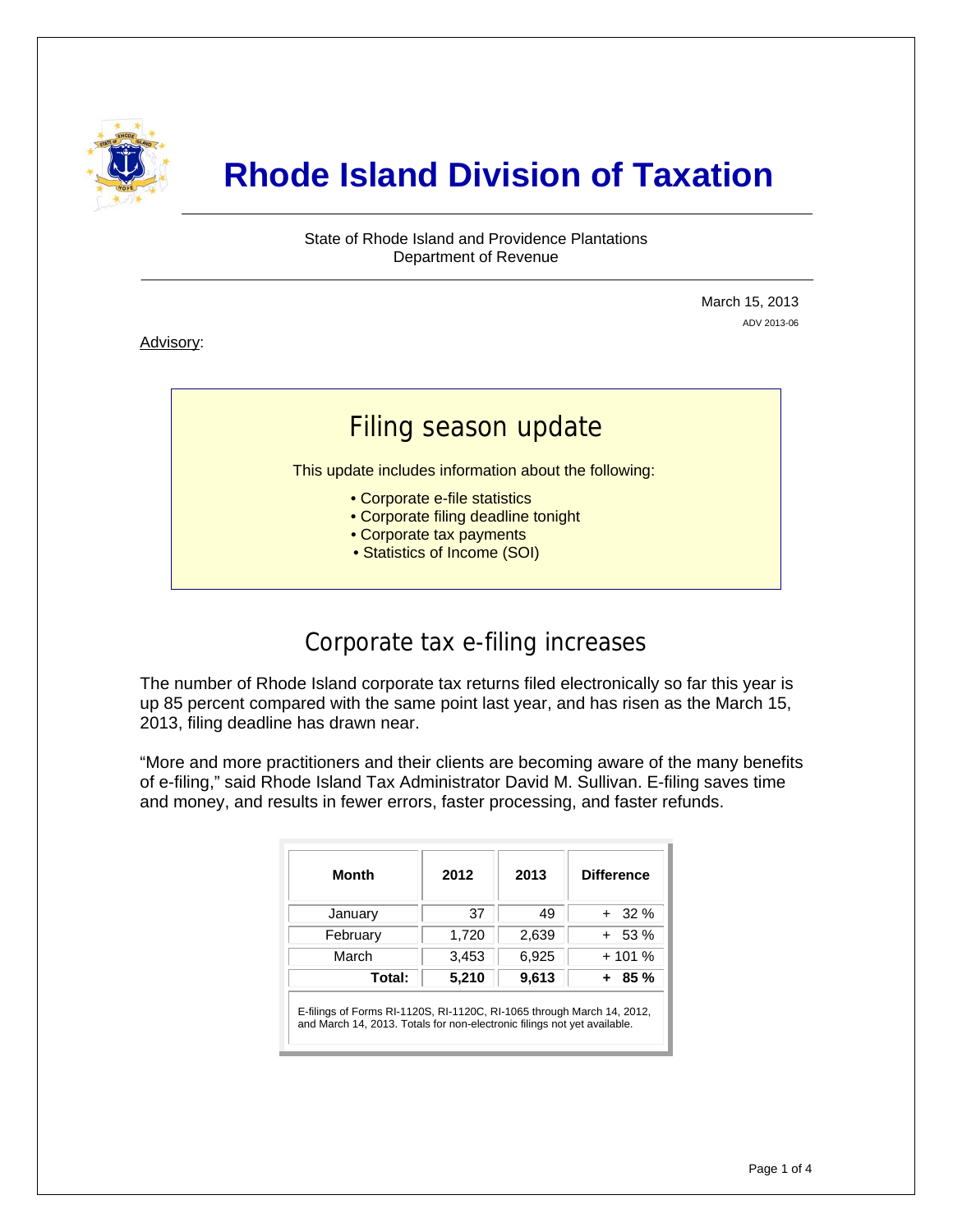# Rhode Island Division of Taxation

State of Rhode Island and Providence Plantations
Department of Revenue

March 15, 2013
ADV 2013-06

Advisory:

## Filing season update

This update includes information about the following:

- Corporate e-file statistics
- Corporate filing deadline tonight
- Corporate tax payments
- Statistics of Income (SOI)

## Corporate tax e-filing increases

The number of Rhode Island corporate tax returns filed electronically so far this year is up 85 percent compared with the same point last year, and has risen as the March 15, 2013, filing deadline has drawn near.

"More and more practitioners and their clients are becoming aware of the many benefits of e-filing," said Rhode Island Tax Administrator David M. Sullivan. E-filing saves time and money, and results in fewer errors, faster processing, and faster refunds.

| Month | 2012 | 2013 | Difference |
|---|---|---|---|
| January | 37 | 49 | + 32 % |
| February | 1,720 | 2,639 | + 53 % |
| March | 3,453 | 6,925 | + 101 % |
| **Total:** | **5,210** | **9,613** | **+ 85 %** |

E-filings of Forms RI-1120S, RI-1120C, RI-1065 through March 14, 2012, and March 14, 2013. Totals for non-electronic filings not yet available.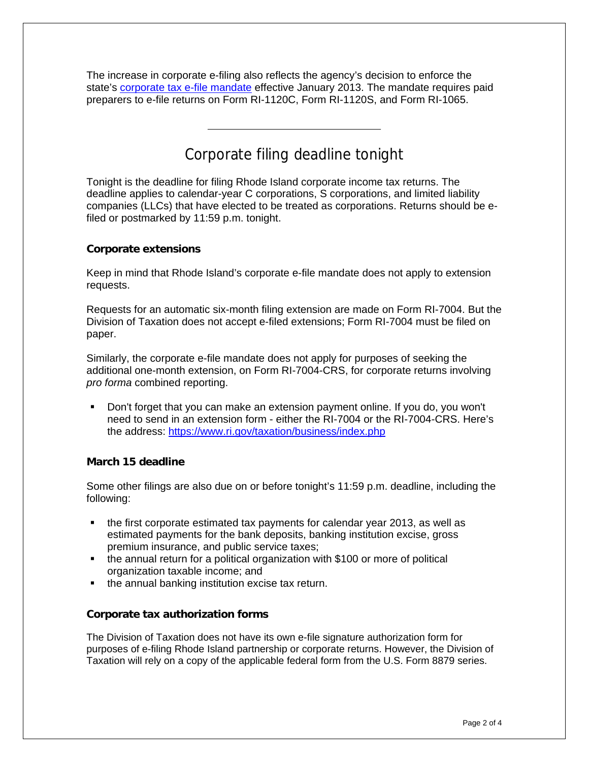The increase in corporate e-filing also reflects the agency's decision to enforce the state's [corporate tax e-file mandate](#) effective January 2013. The mandate requires paid preparers to e-file returns on Form RI-1120C, Form RI-1120S, and Form RI-1065.

---

## Corporate filing deadline tonight

Tonight is the deadline for filing Rhode Island corporate income tax returns. The deadline applies to calendar-year C corporations, S corporations, and limited liability companies (LLCs) that have elected to be treated as corporations. Returns should be e-filed or postmarked by 11:59 p.m. tonight.

### Corporate extensions

Keep in mind that Rhode Island's corporate e-file mandate does not apply to extension requests.

Requests for an automatic six-month filing extension are made on Form RI-7004. But the Division of Taxation does not accept e-filed extensions; Form RI-7004 must be filed on paper.

Similarly, the corporate e-file mandate does not apply for purposes of seeking the additional one-month extension, on Form RI-7004-CRS, for corporate returns involving *pro forma* combined reporting.

- Don't forget that you can make an extension payment online. If you do, you won't need to send in an extension form - either the RI-7004 or the RI-7004-CRS. Here's the address: https://www.ri.gov/taxation/business/index.php

### March 15 deadline

Some other filings are also due on or before tonight's 11:59 p.m. deadline, including the following:

- the first corporate estimated tax payments for calendar year 2013, as well as estimated payments for the bank deposits, banking institution excise, gross premium insurance, and public service taxes;
- the annual return for a political organization with $100 or more of political organization taxable income; and
- the annual banking institution excise tax return.

### Corporate tax authorization forms

The Division of Taxation does not have its own e-file signature authorization form for purposes of e-filing Rhode Island partnership or corporate returns. However, the Division of Taxation will rely on a copy of the applicable federal form from the U.S. Form 8879 series.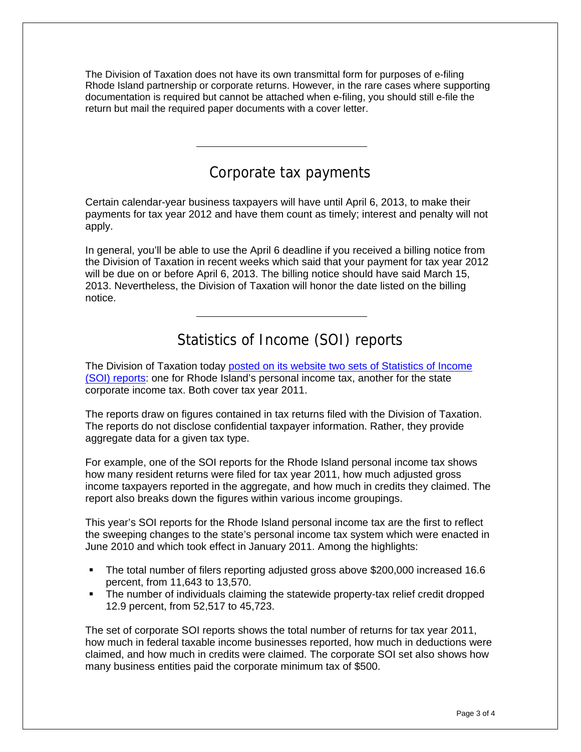The Division of Taxation does not have its own transmittal form for purposes of e-filing Rhode Island partnership or corporate returns. However, in the rare cases where supporting documentation is required but cannot be attached when e-filing, you should still e-file the return but mail the required paper documents with a cover letter.

---

## Corporate tax payments

Certain calendar-year business taxpayers will have until April 6, 2013, to make their payments for tax year 2012 and have them count as timely; interest and penalty will not apply.

In general, you'll be able to use the April 6 deadline if you received a billing notice from the Division of Taxation in recent weeks which said that your payment for tax year 2012 will be due on or before April 6, 2013. The billing notice should have said March 15, 2013. Nevertheless, the Division of Taxation will honor the date listed on the billing notice.

---

## Statistics of Income (SOI) reports

The Division of Taxation today posted on its website two sets of Statistics of Income (SOI) reports: one for Rhode Island's personal income tax, another for the state corporate income tax. Both cover tax year 2011.

The reports draw on figures contained in tax returns filed with the Division of Taxation. The reports do not disclose confidential taxpayer information. Rather, they provide aggregate data for a given tax type.

For example, one of the SOI reports for the Rhode Island personal income tax shows how many resident returns were filed for tax year 2011, how much adjusted gross income taxpayers reported in the aggregate, and how much in credits they claimed. The report also breaks down the figures within various income groupings.

This year's SOI reports for the Rhode Island personal income tax are the first to reflect the sweeping changes to the state's personal income tax system which were enacted in June 2010 and which took effect in January 2011. Among the highlights:

- The total number of filers reporting adjusted gross above $200,000 increased 16.6 percent, from 11,643 to 13,570.
- The number of individuals claiming the statewide property-tax relief credit dropped 12.9 percent, from 52,517 to 45,723.

The set of corporate SOI reports shows the total number of returns for tax year 2011, how much in federal taxable income businesses reported, how much in deductions were claimed, and how much in credits were claimed. The corporate SOI set also shows how many business entities paid the corporate minimum tax of $500.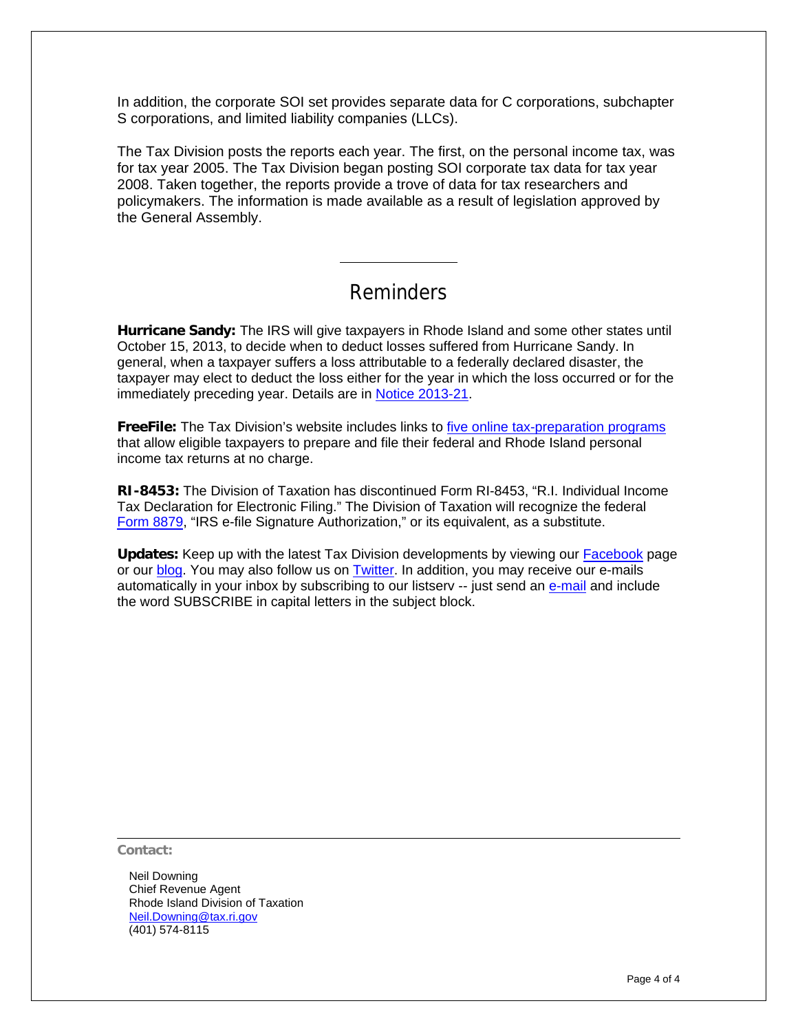In addition, the corporate SOI set provides separate data for C corporations, subchapter S corporations, and limited liability companies (LLCs).

The Tax Division posts the reports each year. The first, on the personal income tax, was for tax year 2005. The Tax Division began posting SOI corporate tax data for tax year 2008. Taken together, the reports provide a trove of data for tax researchers and policymakers. The information is made available as a result of legislation approved by the General Assembly.

---

## Reminders

**Hurricane Sandy:** The IRS will give taxpayers in Rhode Island and some other states until October 15, 2013, to decide when to deduct losses suffered from Hurricane Sandy. In general, when a taxpayer suffers a loss attributable to a federally declared disaster, the taxpayer may elect to deduct the loss either for the year in which the loss occurred or for the immediately preceding year. Details are in Notice 2013-21.

**FreeFile:** The Tax Division's website includes links to five online tax-preparation programs that allow eligible taxpayers to prepare and file their federal and Rhode Island personal income tax returns at no charge.

**RI-8453:** The Division of Taxation has discontinued Form RI-8453, "R.I. Individual Income Tax Declaration for Electronic Filing." The Division of Taxation will recognize the federal Form 8879, "IRS e-file Signature Authorization," or its equivalent, as a substitute.

**Updates:** Keep up with the latest Tax Division developments by viewing our Facebook page or our blog. You may also follow us on Twitter. In addition, you may receive our e-mails automatically in your inbox by subscribing to our listserv -- just send an e-mail and include the word SUBSCRIBE in capital letters in the subject block.

---

**Contact:**

Neil Downing
Chief Revenue Agent
Rhode Island Division of Taxation
Neil.Downing@tax.ri.gov
(401) 574-8115